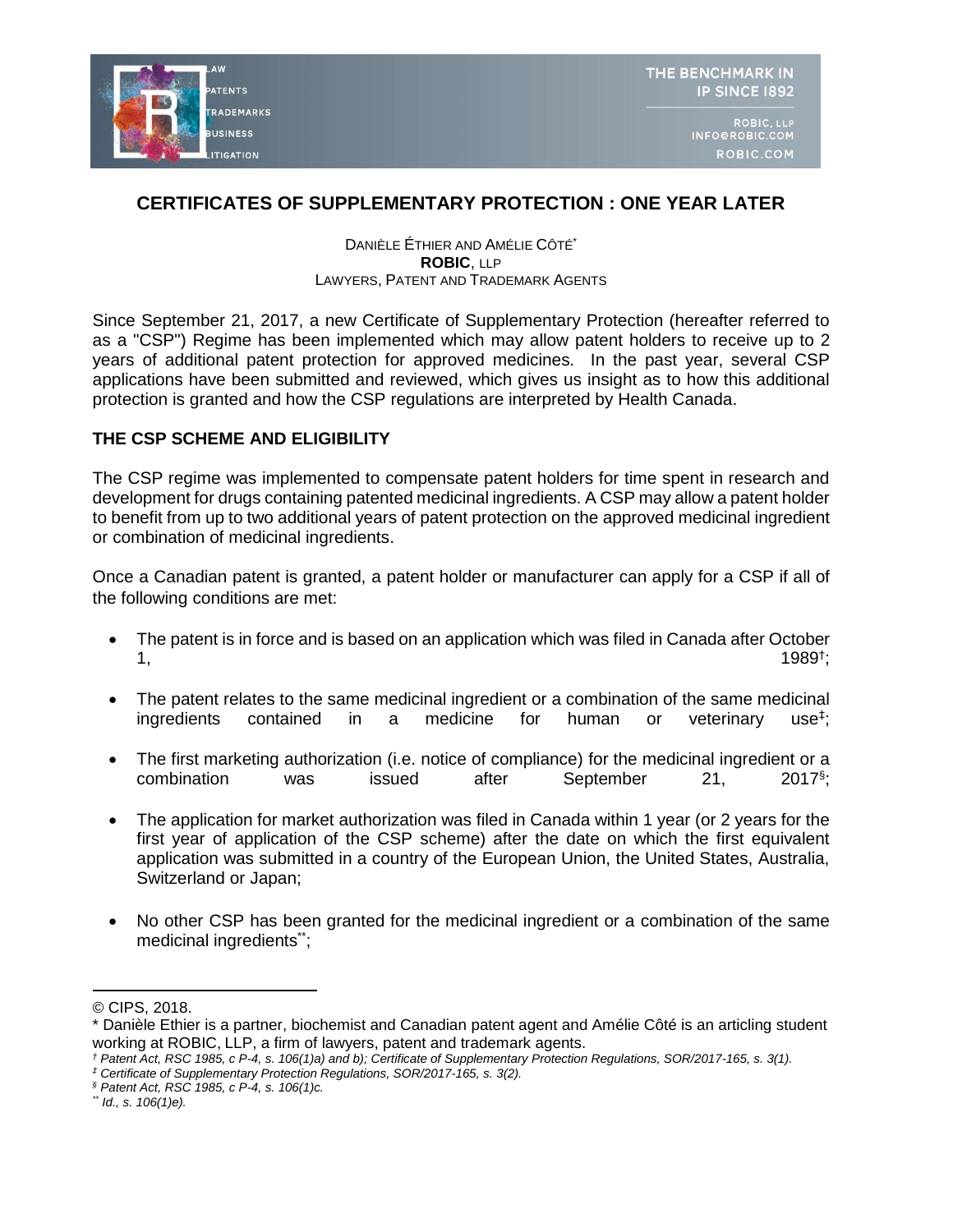# CERTIFICATES OF SUPPLEMENTARY PROTECTION : ONE YEAR LATER

DANIÈLE ÉTHIER AND AMÉLIE CÔTÉ[*]
**ROBIC**, LLP
LAWYERS, PATENT AND TRADEMARK AGENTS

Since September 21, 2017, a new Certificate of Supplementary Protection (hereafter referred to as a "CSP") Regime has been implemented which may allow patent holders to receive up to 2 years of additional patent protection for approved medicines. In the past year, several CSP applications have been submitted and reviewed, which gives us insight as to how this additional protection is granted and how the CSP regulations are interpreted by Health Canada.

## THE CSP SCHEME AND ELIGIBILITY

The CSP regime was implemented to compensate patent holders for time spent in research and development for drugs containing patented medicinal ingredients. A CSP may allow a patent holder to benefit from up to two additional years of patent protection on the approved medicinal ingredient or combination of medicinal ingredients.

Once a Canadian patent is granted, a patent holder or manufacturer can apply for a CSP if all of the following conditions are met:

- The patent is in force and is based on an application which was filed in Canada after October 1, 1989[†];
- The patent relates to the same medicinal ingredient or a combination of the same medicinal ingredients contained in a medicine for human or veterinary use[‡];
- The first marketing authorization (i.e. notice of compliance) for the medicinal ingredient or a combination was issued after September 21, 2017[§];
- The application for market authorization was filed in Canada within 1 year (or 2 years for the first year of application of the CSP scheme) after the date on which the first equivalent application was submitted in a country of the European Union, the United States, Australia, Switzerland or Japan;
- No other CSP has been granted for the medicinal ingredient or a combination of the same medicinal ingredients[**];

---

© CIPS, 2018.

\* Danièle Ethier is a partner, biochemist and Canadian patent agent and Amélie Côté is an articling student working at ROBIC, LLP, a firm of lawyers, patent and trademark agents.

† *Patent Act, RSC 1985, c P-4, s. 106(1)a) and b); Certificate of Supplementary Protection Regulations, SOR/2017-165, s. 3(1).*

‡ *Certificate of Supplementary Protection Regulations, SOR/2017-165, s. 3(2).*

§ *Patent Act, RSC 1985, c P-4, s. 106(1)c.*

\** *Id., s. 106(1)e).*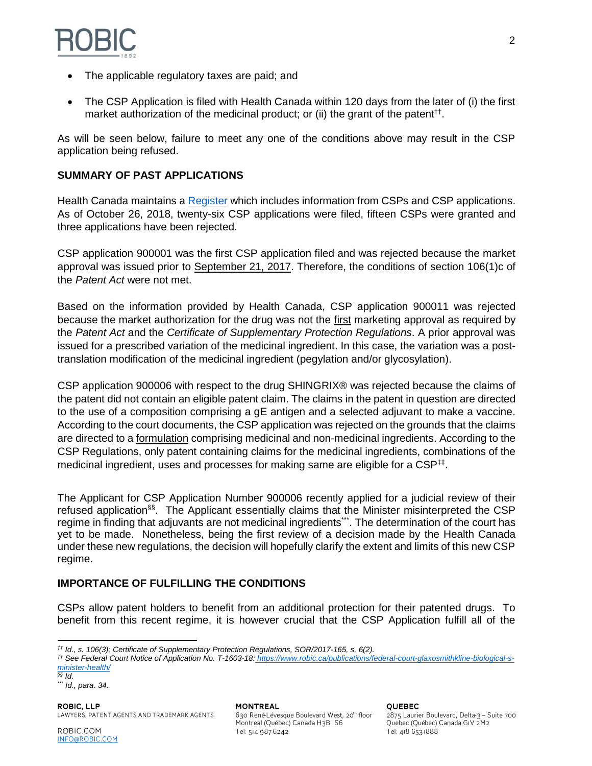- The applicable regulatory taxes are paid; and
- The CSP Application is filed with Health Canada within 120 days from the later of (i) the first market authorization of the medicinal product; or (ii) the grant of the patent[††].

As will be seen below, failure to meet any one of the conditions above may result in the CSP application being refused.

## SUMMARY OF PAST APPLICATIONS

Health Canada maintains a Register which includes information from CSPs and CSP applications. As of October 26, 2018, twenty-six CSP applications were filed, fifteen CSPs were granted and three applications have been rejected.

CSP application 900001 was the first CSP application filed and was rejected because the market approval was issued prior to September 21, 2017. Therefore, the conditions of section 106(1)c of the *Patent Act* were not met.

Based on the information provided by Health Canada, CSP application 900011 was rejected because the market authorization for the drug was not the first marketing approval as required by the *Patent Act* and the *Certificate of Supplementary Protection Regulations*. A prior approval was issued for a prescribed variation of the medicinal ingredient. In this case, the variation was a post-translation modification of the medicinal ingredient (pegylation and/or glycosylation).

CSP application 900006 with respect to the drug SHINGRIX® was rejected because the claims of the patent did not contain an eligible patent claim. The claims in the patent in question are directed to the use of a composition comprising a gE antigen and a selected adjuvant to make a vaccine. According to the court documents, the CSP application was rejected on the grounds that the claims are directed to a formulation comprising medicinal and non-medicinal ingredients. According to the CSP Regulations, only patent containing claims for the medicinal ingredients, combinations of the medicinal ingredient, uses and processes for making same are eligible for a CSP[‡‡].

The Applicant for CSP Application Number 900006 recently applied for a judicial review of their refused application[§§]. The Applicant essentially claims that the Minister misinterpreted the CSP regime in finding that adjuvants are not medicinal ingredients[***]. The determination of the court has yet to be made. Nonetheless, being the first review of a decision made by the Health Canada under these new regulations, the decision will hopefully clarify the extent and limits of this new CSP regime.

## IMPORTANCE OF FULFILLING THE CONDITIONS

CSPs allow patent holders to benefit from an additional protection for their patented drugs. To benefit from this recent regime, it is however crucial that the CSP Application fulfill all of the

---

[††] *Id., s. 106(3); Certificate of Supplementary Protection Regulations, SOR/2017-165, s. 6(2).*

[‡‡] *See Federal Court Notice of Application No. T-1603-18: https://www.robic.ca/publications/federal-court-glaxosmithkline-biological-s-minister-health/*

[§§] *Id.*

[***] *Id., para. 34.*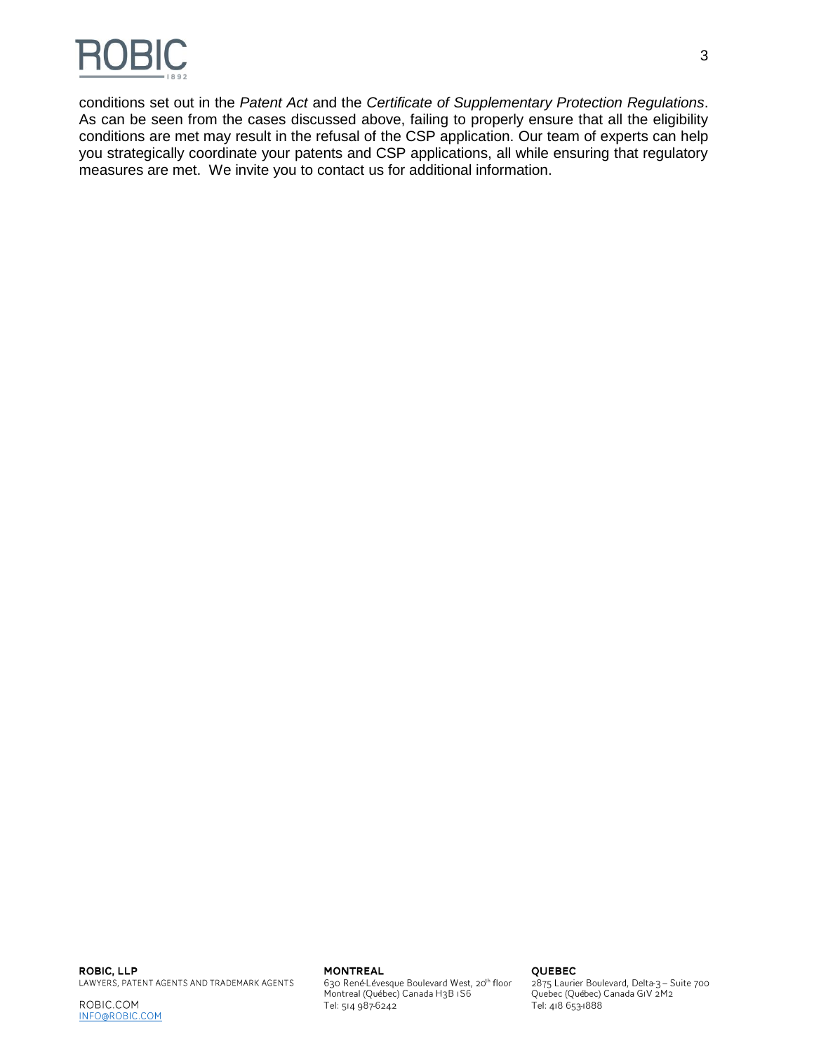conditions set out in the *Patent Act* and the *Certificate of Supplementary Protection Regulations*. As can be seen from the cases discussed above, failing to properly ensure that all the eligibility conditions are met may result in the refusal of the CSP application. Our team of experts can help you strategically coordinate your patents and CSP applications, all while ensuring that regulatory measures are met. We invite you to contact us for additional information.